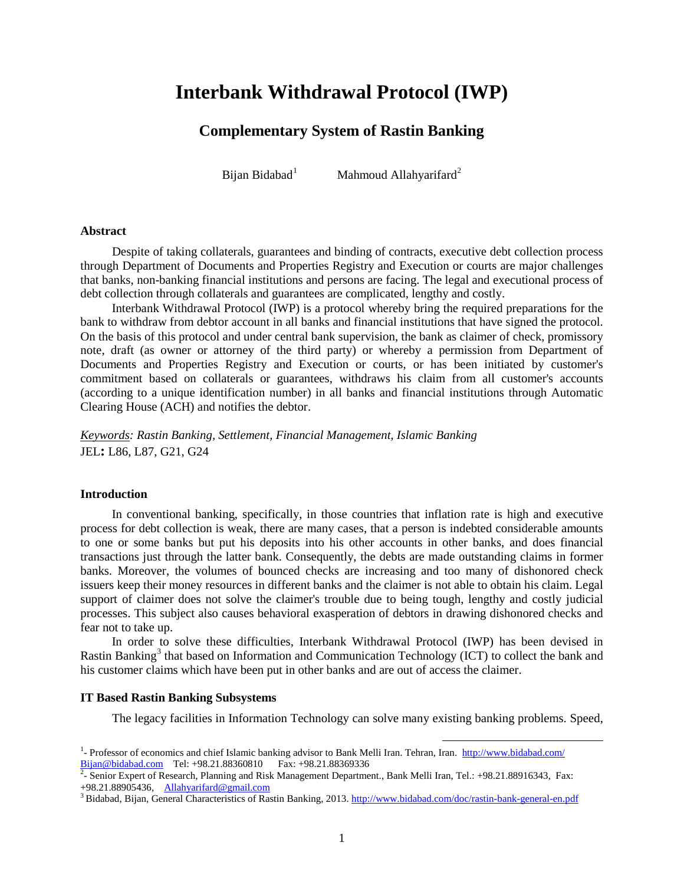# Interbank Withdrawal Protocol (IWP)

## Complementary System of Rastin Banking

Bijan Bidabad[1] Mahmoud Allahyarifard[2]

### Abstract

Despite of taking collaterals, guarantees and binding of contracts, executive debt collection process through Department of Documents and Properties Registry and Execution or courts are major challenges that banks, non-banking financial institutions and persons are facing. The legal and executional process of debt collection through collaterals and guarantees are complicated, lengthy and costly.

Interbank Withdrawal Protocol (IWP) is a protocol whereby bring the required preparations for the bank to withdraw from debtor account in all banks and financial institutions that have signed the protocol. On the basis of this protocol and under central bank supervision, the bank as claimer of check, promissory note, draft (as owner or attorney of the third party) or whereby a permission from Department of Documents and Properties Registry and Execution or courts, or has been initiated by customer's commitment based on collaterals or guarantees, withdraws his claim from all customer's accounts (according to a unique identification number) in all banks and financial institutions through Automatic Clearing House (ACH) and notifies the debtor.

*<u>Keywords</u>: Rastin Banking, Settlement, Financial Management, Islamic Banking*
JEL**:** L86, L87, G21, G24

### Introduction

In conventional banking, specifically, in those countries that inflation rate is high and executive process for debt collection is weak, there are many cases, that a person is indebted considerable amounts to one or some banks but put his deposits into his other accounts in other banks, and does financial transactions just through the latter bank. Consequently, the debts are made outstanding claims in former banks. Moreover, the volumes of bounced checks are increasing and too many of dishonored check issuers keep their money resources in different banks and the claimer is not able to obtain his claim. Legal support of claimer does not solve the claimer's trouble due to being tough, lengthy and costly judicial processes. This subject also causes behavioral exasperation of debtors in drawing dishonored checks and fear not to take up.

In order to solve these difficulties, Interbank Withdrawal Protocol (IWP) has been devised in Rastin Banking[3] that based on Information and Communication Technology (ICT) to collect the bank and his customer claims which have been put in other banks and are out of access the claimer.

### IT Based Rastin Banking Subsystems

The legacy facilities in Information Technology can solve many existing banking problems. Speed,

---

[1]- Professor of economics and chief Islamic banking advisor to Bank Melli Iran. Tehran, Iran. http://www.bidabad.com/ Bijan@bidabad.com Tel: +98.21.88360810 Fax: +98.21.88369336

[2]- Senior Expert of Research, Planning and Risk Management Department., Bank Melli Iran, Tel.: +98.21.88916343, Fax: +98.21.88905436, Allahyarifard@gmail.com

[3] Bidabad, Bijan, General Characteristics of Rastin Banking, 2013. http://www.bidabad.com/doc/rastin-bank-general-en.pdf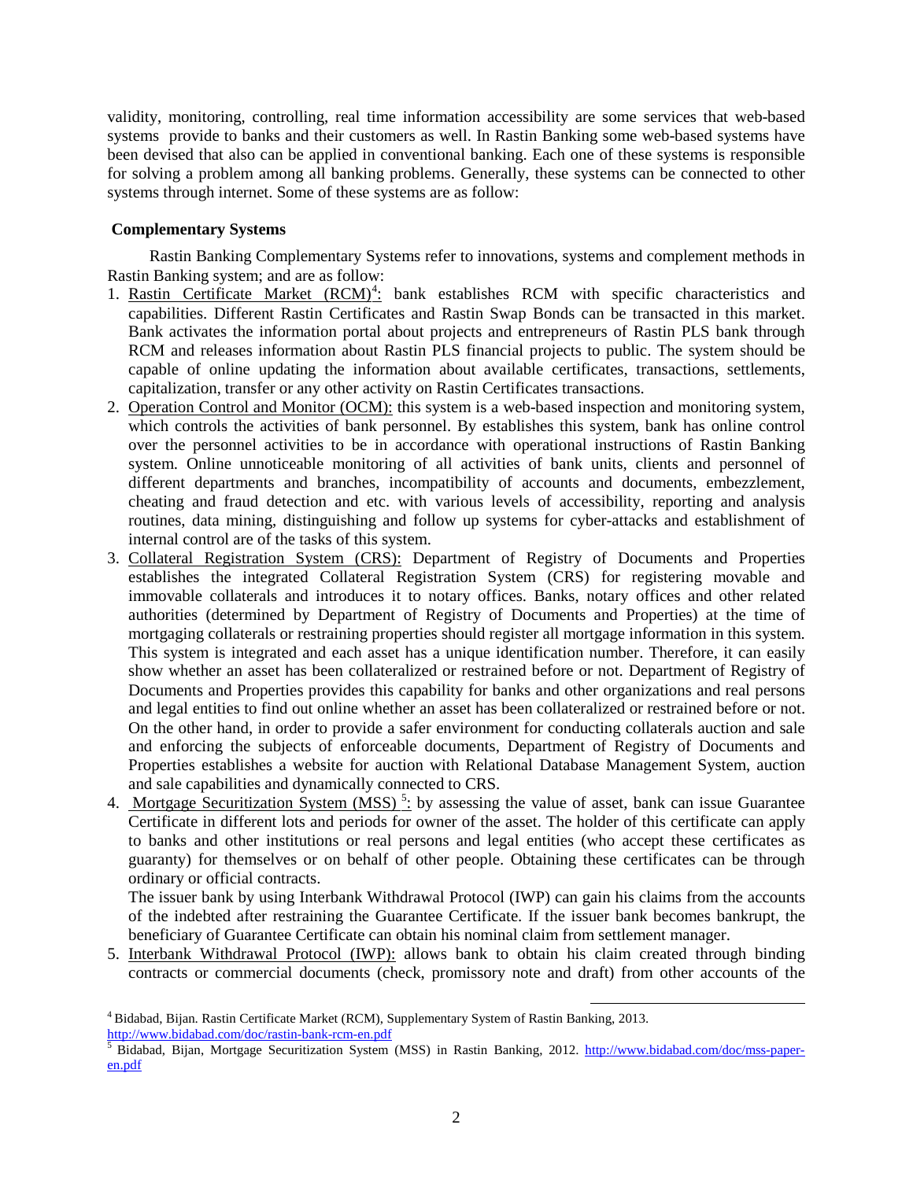validity, monitoring, controlling, real time information accessibility are some services that web-based systems provide to banks and their customers as well. In Rastin Banking some web-based systems have been devised that also can be applied in conventional banking. Each one of these systems is responsible for solving a problem among all banking problems. Generally, these systems can be connected to other systems through internet. Some of these systems are as follow:

**Complementary Systems**

Rastin Banking Complementary Systems refer to innovations, systems and complement methods in Rastin Banking system; and are as follow:

1. Rastin Certificate Market (RCM)[4]: bank establishes RCM with specific characteristics and capabilities. Different Rastin Certificates and Rastin Swap Bonds can be transacted in this market. Bank activates the information portal about projects and entrepreneurs of Rastin PLS bank through RCM and releases information about Rastin PLS financial projects to public. The system should be capable of online updating the information about available certificates, transactions, settlements, capitalization, transfer or any other activity on Rastin Certificates transactions.
2. Operation Control and Monitor (OCM): this system is a web-based inspection and monitoring system, which controls the activities of bank personnel. By establishes this system, bank has online control over the personnel activities to be in accordance with operational instructions of Rastin Banking system. Online unnoticeable monitoring of all activities of bank units, clients and personnel of different departments and branches, incompatibility of accounts and documents, embezzlement, cheating and fraud detection and etc. with various levels of accessibility, reporting and analysis routines, data mining, distinguishing and follow up systems for cyber-attacks and establishment of internal control are of the tasks of this system.
3. Collateral Registration System (CRS): Department of Registry of Documents and Properties establishes the integrated Collateral Registration System (CRS) for registering movable and immovable collaterals and introduces it to notary offices. Banks, notary offices and other related authorities (determined by Department of Registry of Documents and Properties) at the time of mortgaging collaterals or restraining properties should register all mortgage information in this system. This system is integrated and each asset has a unique identification number. Therefore, it can easily show whether an asset has been collateralized or restrained before or not. Department of Registry of Documents and Properties provides this capability for banks and other organizations and real persons and legal entities to find out online whether an asset has been collateralized or restrained before or not. On the other hand, in order to provide a safer environment for conducting collaterals auction and sale and enforcing the subjects of enforceable documents, Department of Registry of Documents and Properties establishes a website for auction with Relational Database Management System, auction and sale capabilities and dynamically connected to CRS.
4. Mortgage Securitization System (MSS)[5]: by assessing the value of asset, bank can issue Guarantee Certificate in different lots and periods for owner of the asset. The holder of this certificate can apply to banks and other institutions or real persons and legal entities (who accept these certificates as guaranty) for themselves or on behalf of other people. Obtaining these certificates can be through ordinary or official contracts.

   The issuer bank by using Interbank Withdrawal Protocol (IWP) can gain his claims from the accounts of the indebted after restraining the Guarantee Certificate. If the issuer bank becomes bankrupt, the beneficiary of Guarantee Certificate can obtain his nominal claim from settlement manager.
5. Interbank Withdrawal Protocol (IWP): allows bank to obtain his claim created through binding contracts or commercial documents (check, promissory note and draft) from other accounts of the

---

[4] Bidabad, Bijan. Rastin Certificate Market (RCM), Supplementary System of Rastin Banking, 2013. http://www.bidabad.com/doc/rastin-bank-rcm-en.pdf

[5] Bidabad, Bijan, Mortgage Securitization System (MSS) in Rastin Banking, 2012. http://www.bidabad.com/doc/mss-paper-en.pdf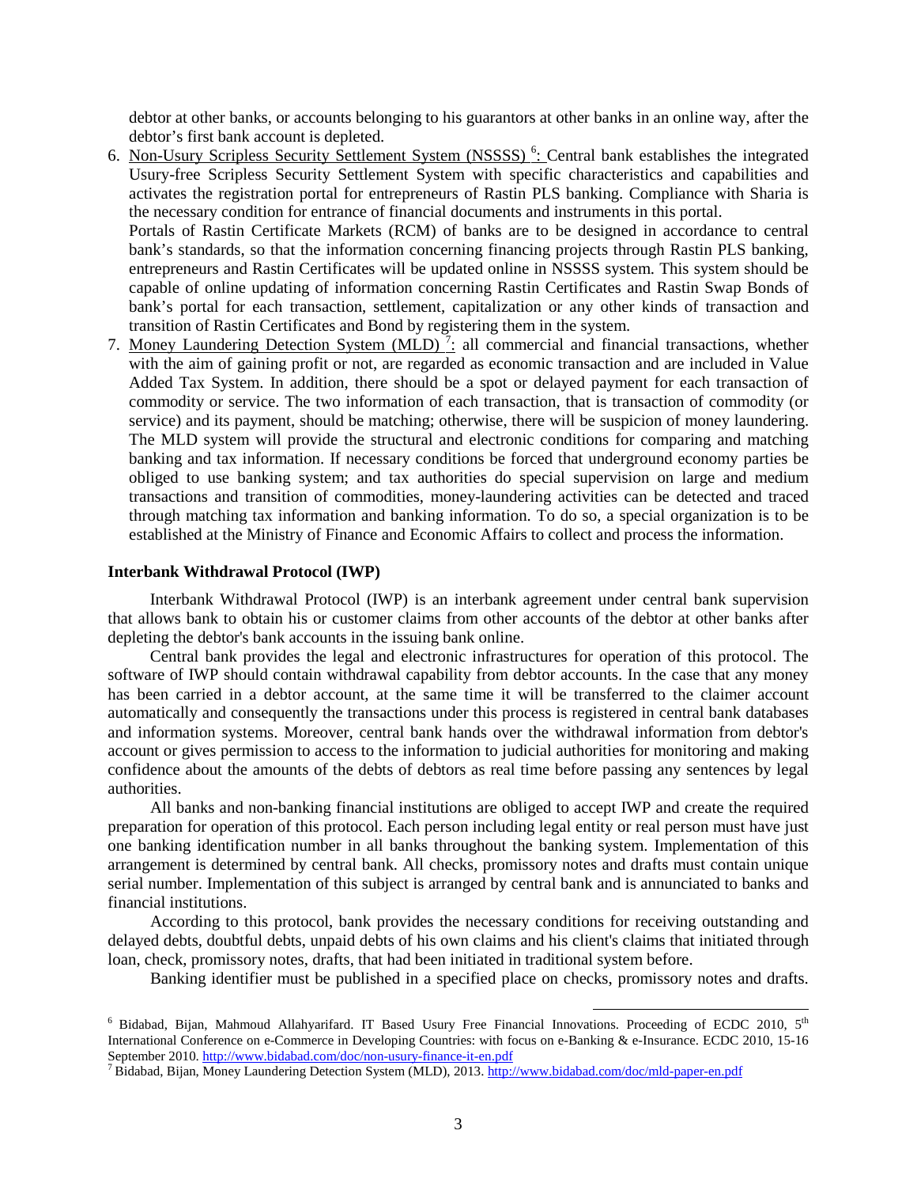debtor at other banks, or accounts belonging to his guarantors at other banks in an online way, after the debtor's first bank account is depleted.

6. Non-Usury Scripless Security Settlement System (NSSSS) [6]: Central bank establishes the integrated Usury-free Scripless Security Settlement System with specific characteristics and capabilities and activates the registration portal for entrepreneurs of Rastin PLS banking. Compliance with Sharia is the necessary condition for entrance of financial documents and instruments in this portal.
   Portals of Rastin Certificate Markets (RCM) of banks are to be designed in accordance to central bank's standards, so that the information concerning financing projects through Rastin PLS banking, entrepreneurs and Rastin Certificates will be updated online in NSSSS system. This system should be capable of online updating of information concerning Rastin Certificates and Rastin Swap Bonds of bank's portal for each transaction, settlement, capitalization or any other kinds of transaction and transition of Rastin Certificates and Bond by registering them in the system.
7. Money Laundering Detection System (MLD) [7]: all commercial and financial transactions, whether with the aim of gaining profit or not, are regarded as economic transaction and are included in Value Added Tax System. In addition, there should be a spot or delayed payment for each transaction of commodity or service. The two information of each transaction, that is transaction of commodity (or service) and its payment, should be matching; otherwise, there will be suspicion of money laundering. The MLD system will provide the structural and electronic conditions for comparing and matching banking and tax information. If necessary conditions be forced that underground economy parties be obliged to use banking system; and tax authorities do special supervision on large and medium transactions and transition of commodities, money-laundering activities can be detected and traced through matching tax information and banking information. To do so, a special organization is to be established at the Ministry of Finance and Economic Affairs to collect and process the information.

**Interbank Withdrawal Protocol (IWP)**

Interbank Withdrawal Protocol (IWP) is an interbank agreement under central bank supervision that allows bank to obtain his or customer claims from other accounts of the debtor at other banks after depleting the debtor's bank accounts in the issuing bank online.

Central bank provides the legal and electronic infrastructures for operation of this protocol. The software of IWP should contain withdrawal capability from debtor accounts. In the case that any money has been carried in a debtor account, at the same time it will be transferred to the claimer account automatically and consequently the transactions under this process is registered in central bank databases and information systems. Moreover, central bank hands over the withdrawal information from debtor's account or gives permission to access to the information to judicial authorities for monitoring and making confidence about the amounts of the debts of debtors as real time before passing any sentences by legal authorities.

All banks and non-banking financial institutions are obliged to accept IWP and create the required preparation for operation of this protocol. Each person including legal entity or real person must have just one banking identification number in all banks throughout the banking system. Implementation of this arrangement is determined by central bank. All checks, promissory notes and drafts must contain unique serial number. Implementation of this subject is arranged by central bank and is annunciated to banks and financial institutions.

According to this protocol, bank provides the necessary conditions for receiving outstanding and delayed debts, doubtful debts, unpaid debts of his own claims and his client's claims that initiated through loan, check, promissory notes, drafts, that had been initiated in traditional system before.

Banking identifier must be published in a specified place on checks, promissory notes and drafts.

[6] Bidabad, Bijan, Mahmoud Allahyarifard. IT Based Usury Free Financial Innovations. Proceeding of ECDC 2010, 5th International Conference on e-Commerce in Developing Countries: with focus on e-Banking & e-Insurance. ECDC 2010, 15-16 September 2010. http://www.bidabad.com/doc/non-usury-finance-it-en.pdf

[7] Bidabad, Bijan, Money Laundering Detection System (MLD), 2013. http://www.bidabad.com/doc/mld-paper-en.pdf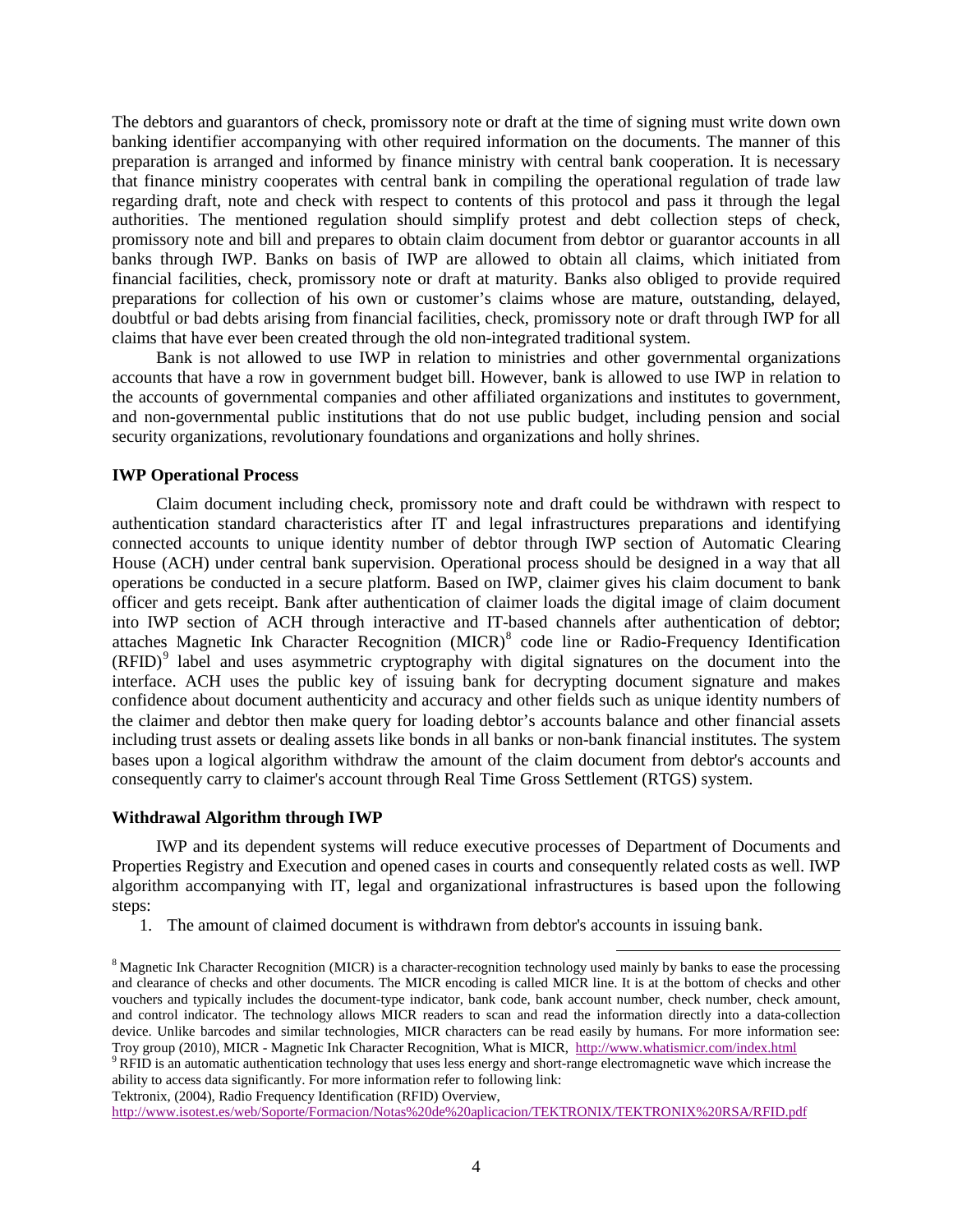The debtors and guarantors of check, promissory note or draft at the time of signing must write down own banking identifier accompanying with other required information on the documents. The manner of this preparation is arranged and informed by finance ministry with central bank cooperation. It is necessary that finance ministry cooperates with central bank in compiling the operational regulation of trade law regarding draft, note and check with respect to contents of this protocol and pass it through the legal authorities. The mentioned regulation should simplify protest and debt collection steps of check, promissory note and bill and prepares to obtain claim document from debtor or guarantor accounts in all banks through IWP. Banks on basis of IWP are allowed to obtain all claims, which initiated from financial facilities, check, promissory note or draft at maturity. Banks also obliged to provide required preparations for collection of his own or customer's claims whose are mature, outstanding, delayed, doubtful or bad debts arising from financial facilities, check, promissory note or draft through IWP for all claims that have ever been created through the old non-integrated traditional system.

Bank is not allowed to use IWP in relation to ministries and other governmental organizations accounts that have a row in government budget bill. However, bank is allowed to use IWP in relation to the accounts of governmental companies and other affiliated organizations and institutes to government, and non-governmental public institutions that do not use public budget, including pension and social security organizations, revolutionary foundations and organizations and holly shrines.

**IWP Operational Process**

Claim document including check, promissory note and draft could be withdrawn with respect to authentication standard characteristics after IT and legal infrastructures preparations and identifying connected accounts to unique identity number of debtor through IWP section of Automatic Clearing House (ACH) under central bank supervision. Operational process should be designed in a way that all operations be conducted in a secure platform. Based on IWP, claimer gives his claim document to bank officer and gets receipt. Bank after authentication of claimer loads the digital image of claim document into IWP section of ACH through interactive and IT-based channels after authentication of debtor; attaches Magnetic Ink Character Recognition (MICR)[8] code line or Radio-Frequency Identification (RFID)[9] label and uses asymmetric cryptography with digital signatures on the document into the interface. ACH uses the public key of issuing bank for decrypting document signature and makes confidence about document authenticity and accuracy and other fields such as unique identity numbers of the claimer and debtor then make query for loading debtor's accounts balance and other financial assets including trust assets or dealing assets like bonds in all banks or non-bank financial institutes. The system bases upon a logical algorithm withdraw the amount of the claim document from debtor's accounts and consequently carry to claimer's account through Real Time Gross Settlement (RTGS) system.

**Withdrawal Algorithm through IWP**

IWP and its dependent systems will reduce executive processes of Department of Documents and Properties Registry and Execution and opened cases in courts and consequently related costs as well. IWP algorithm accompanying with IT, legal and organizational infrastructures is based upon the following steps:

1. The amount of claimed document is withdrawn from debtor's accounts in issuing bank.

---

[8] Magnetic Ink Character Recognition (MICR) is a character-recognition technology used mainly by banks to ease the processing and clearance of checks and other documents. The MICR encoding is called MICR line. It is at the bottom of checks and other vouchers and typically includes the document-type indicator, bank code, bank account number, check number, check amount, and control indicator. The technology allows MICR readers to scan and read the information directly into a data-collection device. Unlike barcodes and similar technologies, MICR characters can be read easily by humans. For more information see: Troy group (2010), MICR - Magnetic Ink Character Recognition, What is MICR, http://www.whatismicr.com/index.html

[9] RFID is an automatic authentication technology that uses less energy and short-range electromagnetic wave which increase the ability to access data significantly. For more information refer to following link:
Tektronix, (2004), Radio Frequency Identification (RFID) Overview,
http://www.isotest.es/web/Soporte/Formacion/Notas%20de%20aplicacion/TEKTRONIX/TEKTRONIX%20RSA/RFID.pdf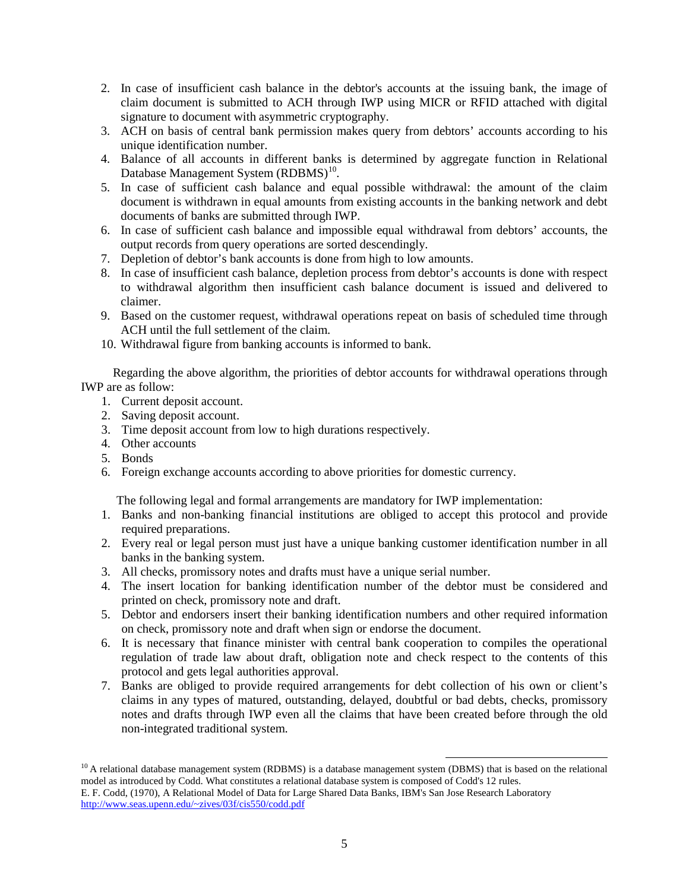2. In case of insufficient cash balance in the debtor's accounts at the issuing bank, the image of claim document is submitted to ACH through IWP using MICR or RFID attached with digital signature to document with asymmetric cryptography.
3. ACH on basis of central bank permission makes query from debtors' accounts according to his unique identification number.
4. Balance of all accounts in different banks is determined by aggregate function in Relational Database Management System (RDBMS)[10].
5. In case of sufficient cash balance and equal possible withdrawal: the amount of the claim document is withdrawn in equal amounts from existing accounts in the banking network and debt documents of banks are submitted through IWP.
6. In case of sufficient cash balance and impossible equal withdrawal from debtors' accounts, the output records from query operations are sorted descendingly.
7. Depletion of debtor's bank accounts is done from high to low amounts.
8. In case of insufficient cash balance, depletion process from debtor's accounts is done with respect to withdrawal algorithm then insufficient cash balance document is issued and delivered to claimer.
9. Based on the customer request, withdrawal operations repeat on basis of scheduled time through ACH until the full settlement of the claim.
10. Withdrawal figure from banking accounts is informed to bank.

Regarding the above algorithm, the priorities of debtor accounts for withdrawal operations through IWP are as follow:

1. Current deposit account.
2. Saving deposit account.
3. Time deposit account from low to high durations respectively.
4. Other accounts
5. Bonds
6. Foreign exchange accounts according to above priorities for domestic currency.

The following legal and formal arrangements are mandatory for IWP implementation:

1. Banks and non-banking financial institutions are obliged to accept this protocol and provide required preparations.
2. Every real or legal person must just have a unique banking customer identification number in all banks in the banking system.
3. All checks, promissory notes and drafts must have a unique serial number.
4. The insert location for banking identification number of the debtor must be considered and printed on check, promissory note and draft.
5. Debtor and endorsers insert their banking identification numbers and other required information on check, promissory note and draft when sign or endorse the document.
6. It is necessary that finance minister with central bank cooperation to compiles the operational regulation of trade law about draft, obligation note and check respect to the contents of this protocol and gets legal authorities approval.
7. Banks are obliged to provide required arrangements for debt collection of his own or client's claims in any types of matured, outstanding, delayed, doubtful or bad debts, checks, promissory notes and drafts through IWP even all the claims that have been created before through the old non-integrated traditional system.

---

[10] A relational database management system (RDBMS) is a database management system (DBMS) that is based on the relational model as introduced by Codd. What constitutes a relational database system is composed of Codd's 12 rules.
E. F. Codd, (1970), A Relational Model of Data for Large Shared Data Banks, IBM's San Jose Research Laboratory
http://www.seas.upenn.edu/~zives/03f/cis550/codd.pdf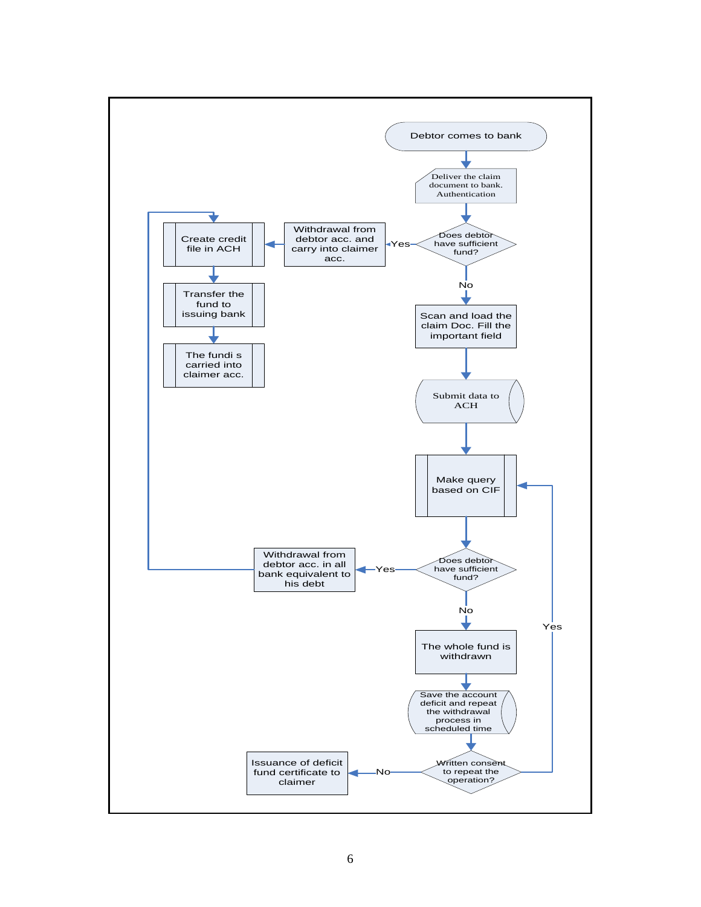Debtor comes to bank

Deliver the claim document to bank. Authentication

Does debtor have sufficient fund?

Yes

Withdrawal from debtor acc. and carry into claimer acc.

Create credit file in ACH

Transfer the fund to issuing bank

The fundi s carried into claimer acc.

No

Scan and load the claim Doc. Fill the important field

Submit data to ACH

Make query based on CIF

Does debtor have sufficient fund?

Yes

Withdrawal from debtor acc. in all bank equivalent to his debt

No

The whole fund is withdrawn

Save the account deficit and repeat the withdrawal process in scheduled time

Written consent to repeat the operation?

Yes

No

Issuance of deficit fund certificate to claimer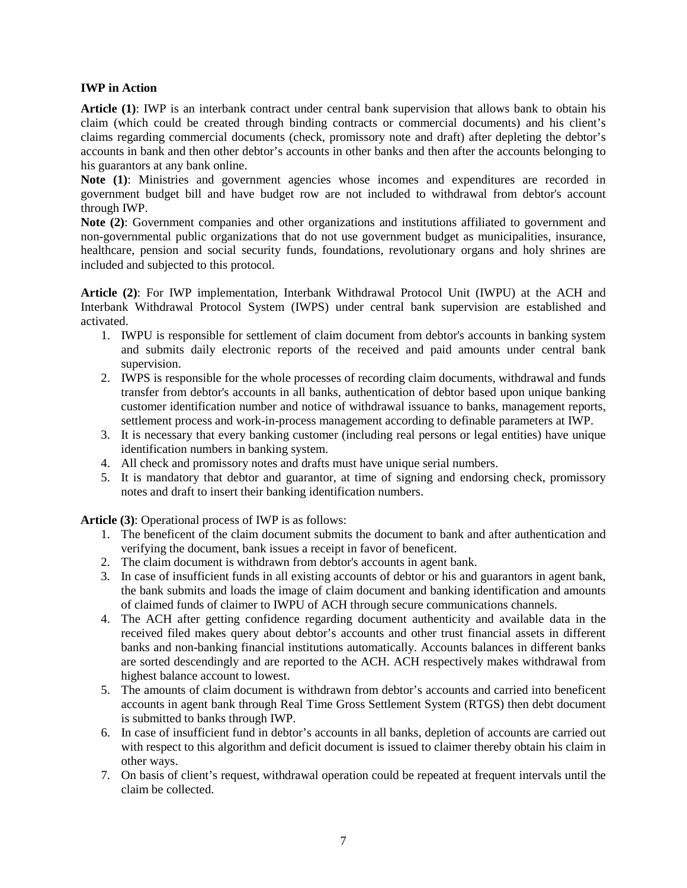**IWP in Action**

**Article (1)**: IWP is an interbank contract under central bank supervision that allows bank to obtain his claim (which could be created through binding contracts or commercial documents) and his client's claims regarding commercial documents (check, promissory note and draft) after depleting the debtor's accounts in bank and then other debtor's accounts in other banks and then after the accounts belonging to his guarantors at any bank online.

**Note (1)**: Ministries and government agencies whose incomes and expenditures are recorded in government budget bill and have budget row are not included to withdrawal from debtor's account through IWP.

**Note (2)**: Government companies and other organizations and institutions affiliated to government and non-governmental public organizations that do not use government budget as municipalities, insurance, healthcare, pension and social security funds, foundations, revolutionary organs and holy shrines are included and subjected to this protocol.

**Article (2)**: For IWP implementation, Interbank Withdrawal Protocol Unit (IWPU) at the ACH and Interbank Withdrawal Protocol System (IWPS) under central bank supervision are established and activated.

1. IWPU is responsible for settlement of claim document from debtor's accounts in banking system and submits daily electronic reports of the received and paid amounts under central bank supervision.
2. IWPS is responsible for the whole processes of recording claim documents, withdrawal and funds transfer from debtor's accounts in all banks, authentication of debtor based upon unique banking customer identification number and notice of withdrawal issuance to banks, management reports, settlement process and work-in-process management according to definable parameters at IWP.
3. It is necessary that every banking customer (including real persons or legal entities) have unique identification numbers in banking system.
4. All check and promissory notes and drafts must have unique serial numbers.
5. It is mandatory that debtor and guarantor, at time of signing and endorsing check, promissory notes and draft to insert their banking identification numbers.

**Article (3)**: Operational process of IWP is as follows:

1. The beneficent of the claim document submits the document to bank and after authentication and verifying the document, bank issues a receipt in favor of beneficent.
2. The claim document is withdrawn from debtor's accounts in agent bank.
3. In case of insufficient funds in all existing accounts of debtor or his and guarantors in agent bank, the bank submits and loads the image of claim document and banking identification and amounts of claimed funds of claimer to IWPU of ACH through secure communications channels.
4. The ACH after getting confidence regarding document authenticity and available data in the received filed makes query about debtor's accounts and other trust financial assets in different banks and non-banking financial institutions automatically. Accounts balances in different banks are sorted descendingly and are reported to the ACH. ACH respectively makes withdrawal from highest balance account to lowest.
5. The amounts of claim document is withdrawn from debtor's accounts and carried into beneficent accounts in agent bank through Real Time Gross Settlement System (RTGS) then debt document is submitted to banks through IWP.
6. In case of insufficient fund in debtor's accounts in all banks, depletion of accounts are carried out with respect to this algorithm and deficit document is issued to claimer thereby obtain his claim in other ways.
7. On basis of client's request, withdrawal operation could be repeated at frequent intervals until the claim be collected.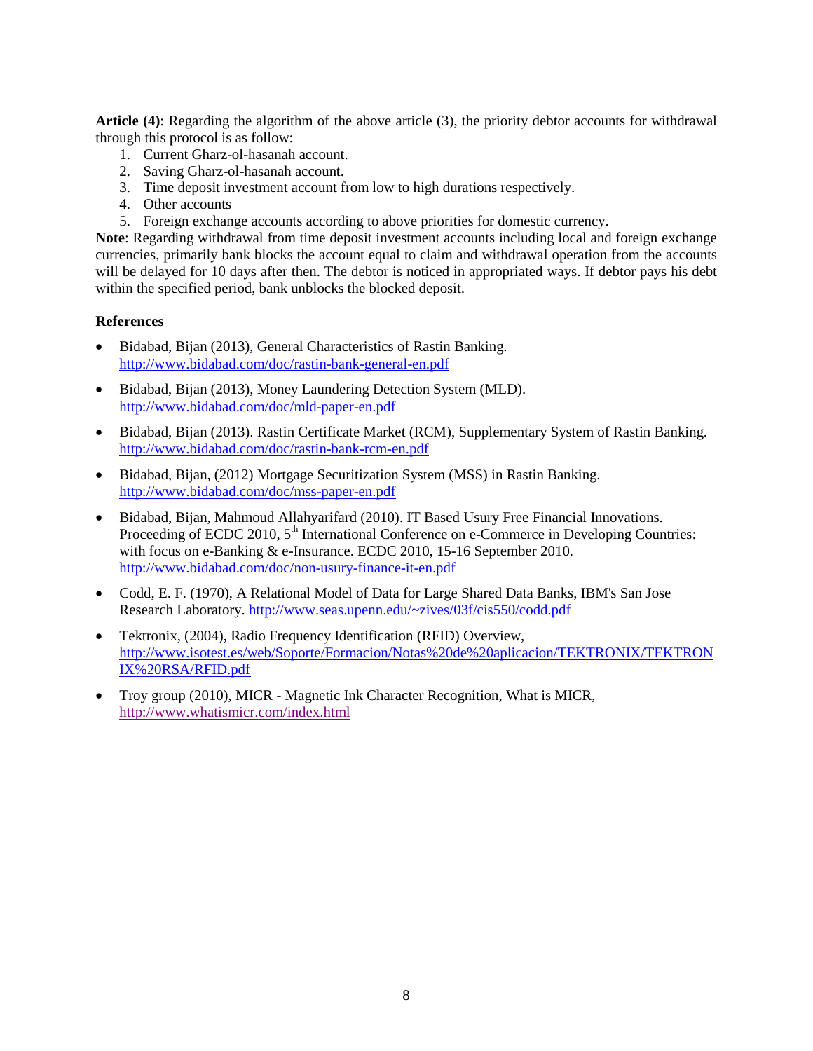**Article (4)**: Regarding the algorithm of the above article (3), the priority debtor accounts for withdrawal through this protocol is as follow:

1. Current Gharz-ol-hasanah account.
2. Saving Gharz-ol-hasanah account.
3. Time deposit investment account from low to high durations respectively.
4. Other accounts
5. Foreign exchange accounts according to above priorities for domestic currency.

**Note**: Regarding withdrawal from time deposit investment accounts including local and foreign exchange currencies, primarily bank blocks the account equal to claim and withdrawal operation from the accounts will be delayed for 10 days after then. The debtor is noticed in appropriated ways. If debtor pays his debt within the specified period, bank unblocks the blocked deposit.

**References**

- Bidabad, Bijan (2013), General Characteristics of Rastin Banking. http://www.bidabad.com/doc/rastin-bank-general-en.pdf
- Bidabad, Bijan (2013), Money Laundering Detection System (MLD). http://www.bidabad.com/doc/mld-paper-en.pdf
- Bidabad, Bijan (2013). Rastin Certificate Market (RCM), Supplementary System of Rastin Banking. http://www.bidabad.com/doc/rastin-bank-rcm-en.pdf
- Bidabad, Bijan, (2012) Mortgage Securitization System (MSS) in Rastin Banking. http://www.bidabad.com/doc/mss-paper-en.pdf
- Bidabad, Bijan, Mahmoud Allahyarifard (2010). IT Based Usury Free Financial Innovations. Proceeding of ECDC 2010, 5th International Conference on e-Commerce in Developing Countries: with focus on e-Banking & e-Insurance. ECDC 2010, 15-16 September 2010. http://www.bidabad.com/doc/non-usury-finance-it-en.pdf
- Codd, E. F. (1970), A Relational Model of Data for Large Shared Data Banks, IBM's San Jose Research Laboratory. http://www.seas.upenn.edu/~zives/03f/cis550/codd.pdf
- Tektronix, (2004), Radio Frequency Identification (RFID) Overview, http://www.isotest.es/web/Soporte/Formacion/Notas%20de%20aplicacion/TEKTRONIX/TEKTRONIX%20RSA/RFID.pdf
- Troy group (2010), MICR - Magnetic Ink Character Recognition, What is MICR, http://www.whatismicr.com/index.html